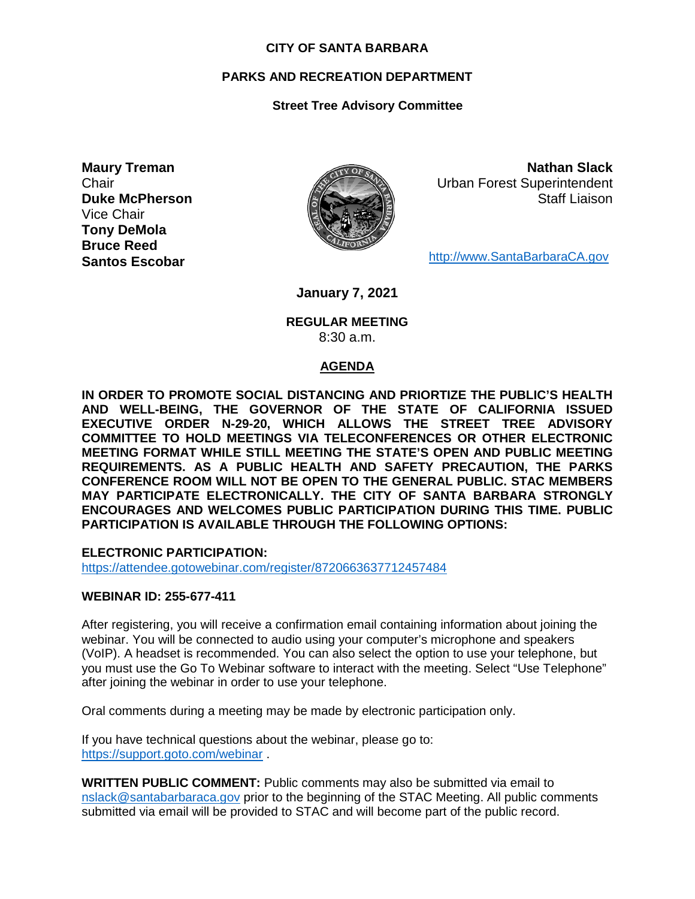**CITY OF SANTA BARBARA**

**PARKS AND RECREATION DEPARTMENT**

**Street Tree Advisory Committee**

**Maury Treman**
Chair
**Duke McPherson**
Vice Chair
**Tony DeMola**
**Bruce Reed**
**Santos Escobar**

**Nathan Slack**
Urban Forest Superintendent
Staff Liaison

http://www.SantaBarbaraCA.gov

**January 7, 2021**

**REGULAR MEETING**
8:30 a.m.

**AGENDA**

**IN ORDER TO PROMOTE SOCIAL DISTANCING AND PRIORTIZE THE PUBLIC'S HEALTH AND WELL-BEING, THE GOVERNOR OF THE STATE OF CALIFORNIA ISSUED EXECUTIVE ORDER N-29-20, WHICH ALLOWS THE STREET TREE ADVISORY COMMITTEE TO HOLD MEETINGS VIA TELECONFERENCES OR OTHER ELECTRONIC MEETING FORMAT WHILE STILL MEETING THE STATE'S OPEN AND PUBLIC MEETING REQUIREMENTS. AS A PUBLIC HEALTH AND SAFETY PRECAUTION, THE PARKS CONFERENCE ROOM WILL NOT BE OPEN TO THE GENERAL PUBLIC. STAC MEMBERS MAY PARTICIPATE ELECTRONICALLY. THE CITY OF SANTA BARBARA STRONGLY ENCOURAGES AND WELCOMES PUBLIC PARTICIPATION DURING THIS TIME. PUBLIC PARTICIPATION IS AVAILABLE THROUGH THE FOLLOWING OPTIONS:**

**ELECTRONIC PARTICIPATION:**
https://attendee.gotowebinar.com/register/8720663637712457484

**WEBINAR ID: 255-677-411**

After registering, you will receive a confirmation email containing information about joining the webinar. You will be connected to audio using your computer's microphone and speakers (VoIP). A headset is recommended. You can also select the option to use your telephone, but you must use the Go To Webinar software to interact with the meeting. Select "Use Telephone" after joining the webinar in order to use your telephone.

Oral comments during a meeting may be made by electronic participation only.

If you have technical questions about the webinar, please go to:
https://support.goto.com/webinar .

**WRITTEN PUBLIC COMMENT:** Public comments may also be submitted via email to nslack@santabarbaraca.gov prior to the beginning of the STAC Meeting. All public comments submitted via email will be provided to STAC and will become part of the public record.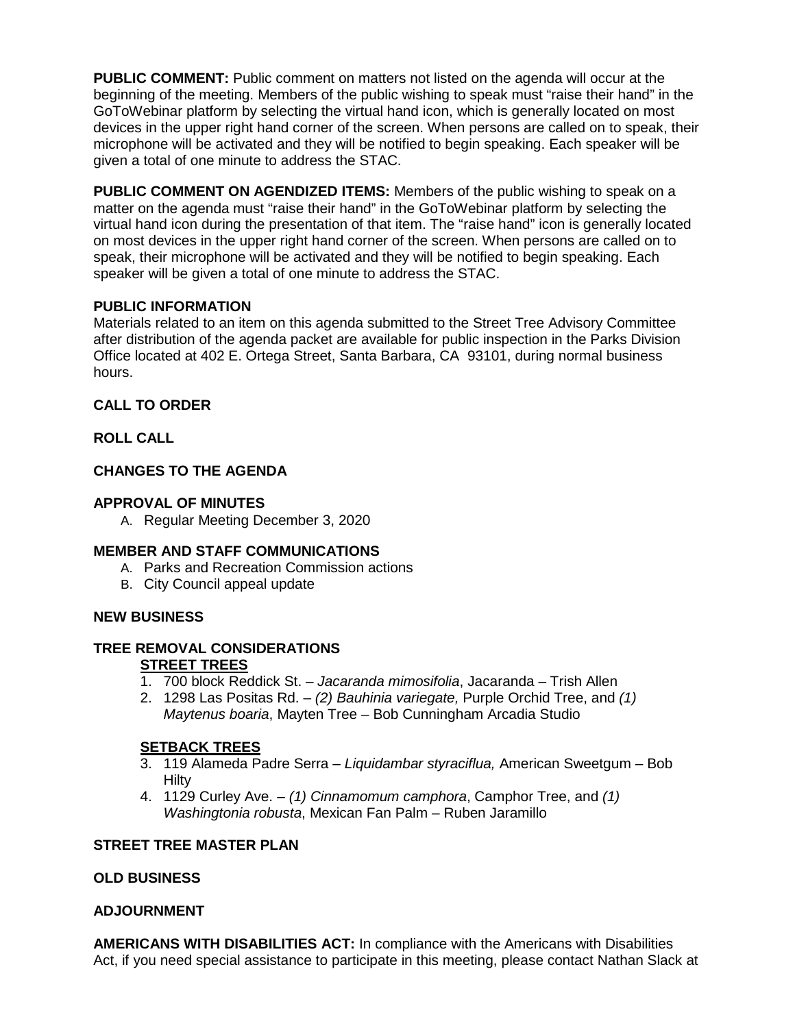**PUBLIC COMMENT:** Public comment on matters not listed on the agenda will occur at the beginning of the meeting. Members of the public wishing to speak must "raise their hand" in the GoToWebinar platform by selecting the virtual hand icon, which is generally located on most devices in the upper right hand corner of the screen. When persons are called on to speak, their microphone will be activated and they will be notified to begin speaking. Each speaker will be given a total of one minute to address the STAC.

**PUBLIC COMMENT ON AGENDIZED ITEMS:** Members of the public wishing to speak on a matter on the agenda must "raise their hand" in the GoToWebinar platform by selecting the virtual hand icon during the presentation of that item. The "raise hand" icon is generally located on most devices in the upper right hand corner of the screen. When persons are called on to speak, their microphone will be activated and they will be notified to begin speaking. Each speaker will be given a total of one minute to address the STAC.

**PUBLIC INFORMATION**

Materials related to an item on this agenda submitted to the Street Tree Advisory Committee after distribution of the agenda packet are available for public inspection in the Parks Division Office located at 402 E. Ortega Street, Santa Barbara, CA 93101, during normal business hours.

**CALL TO ORDER**

**ROLL CALL**

**CHANGES TO THE AGENDA**

**APPROVAL OF MINUTES**

A. Regular Meeting December 3, 2020

**MEMBER AND STAFF COMMUNICATIONS**

A. Parks and Recreation Commission actions
B. City Council appeal update

**NEW BUSINESS**

**TREE REMOVAL CONSIDERATIONS**

**STREET TREES**

1. 700 block Reddick St. – *Jacaranda mimosifolia*, Jacaranda – Trish Allen
2. 1298 Las Positas Rd. – *(2) Bauhinia variegate,* Purple Orchid Tree, and *(1) Maytenus boaria*, Mayten Tree – Bob Cunningham Arcadia Studio

**SETBACK TREES**

3. 119 Alameda Padre Serra – *Liquidambar styraciflua,* American Sweetgum – Bob Hilty
4. 1129 Curley Ave. – *(1) Cinnamomum camphora*, Camphor Tree, and *(1) Washingtonia robusta*, Mexican Fan Palm – Ruben Jaramillo

**STREET TREE MASTER PLAN**

**OLD BUSINESS**

**ADJOURNMENT**

**AMERICANS WITH DISABILITIES ACT:** In compliance with the Americans with Disabilities Act, if you need special assistance to participate in this meeting, please contact Nathan Slack at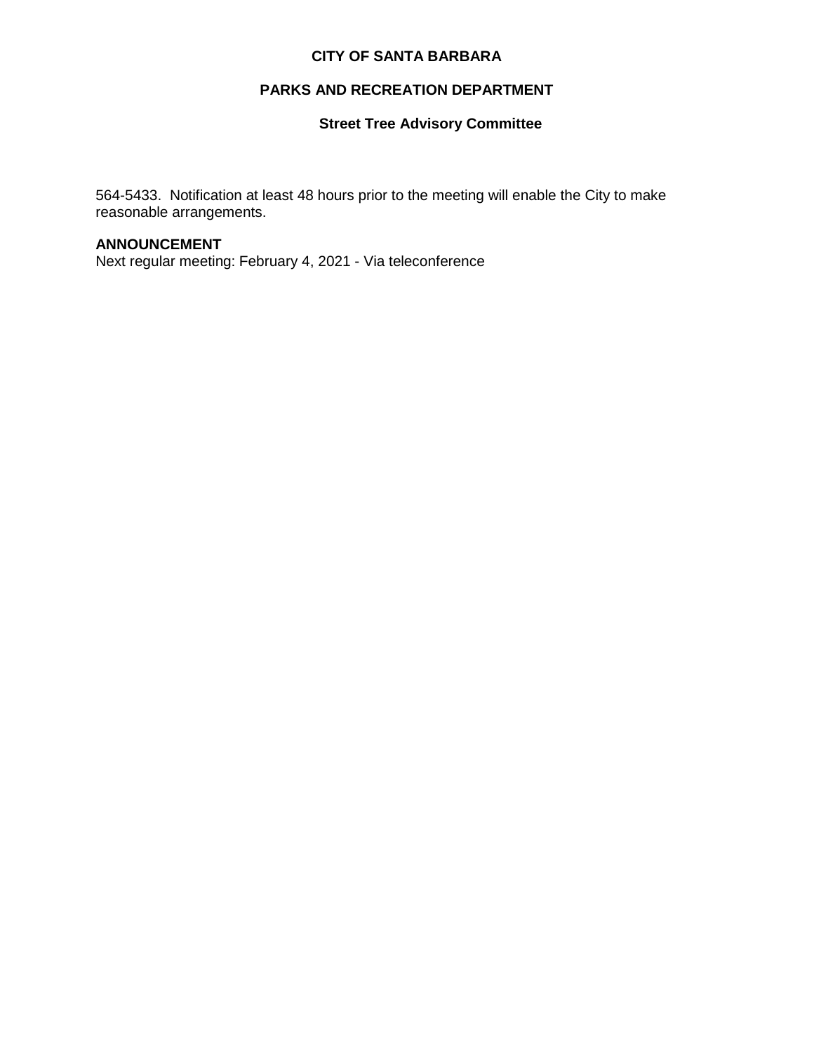**CITY OF SANTA BARBARA**

**PARKS AND RECREATION DEPARTMENT**

**Street Tree Advisory Committee**

564-5433. Notification at least 48 hours prior to the meeting will enable the City to make reasonable arrangements.

**ANNOUNCEMENT**

Next regular meeting: February 4, 2021 - Via teleconference